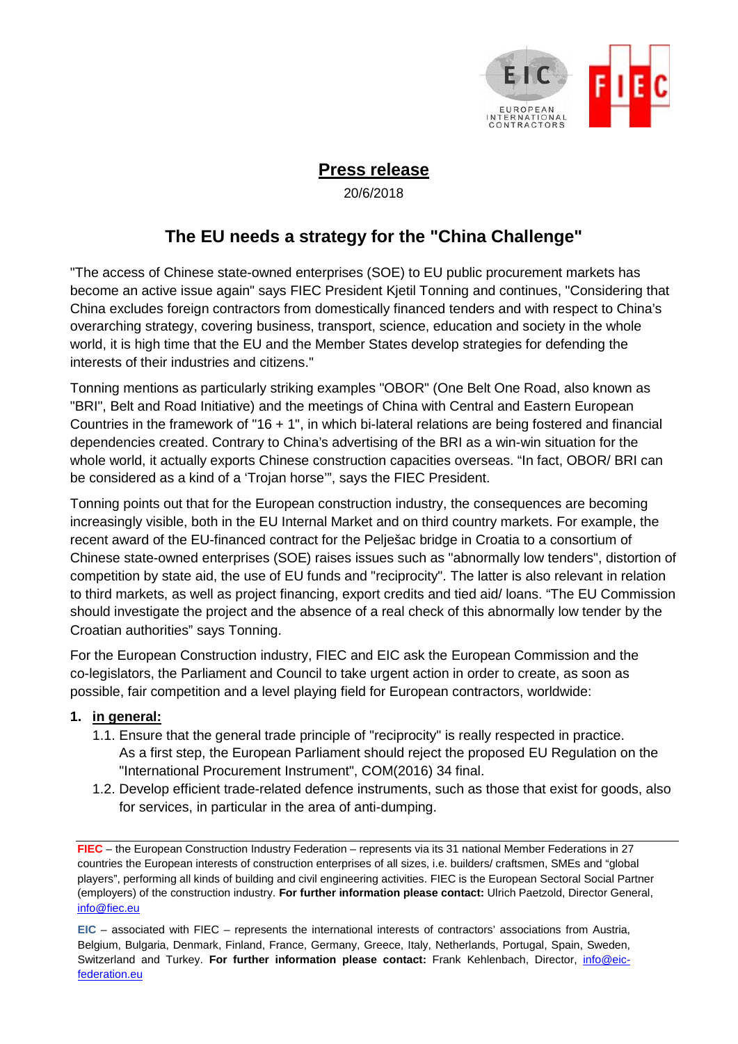# Press release

20/6/2018

## The EU needs a strategy for the "China Challenge"

"The access of Chinese state-owned enterprises (SOE) to EU public procurement markets has become an active issue again" says FIEC President Kjetil Tonning and continues, "Considering that China excludes foreign contractors from domestically financed tenders and with respect to China's overarching strategy, covering business, transport, science, education and society in the whole world, it is high time that the EU and the Member States develop strategies for defending the interests of their industries and citizens."

Tonning mentions as particularly striking examples "OBOR" (One Belt One Road, also known as "BRI", Belt and Road Initiative) and the meetings of China with Central and Eastern European Countries in the framework of "16 + 1", in which bi-lateral relations are being fostered and financial dependencies created. Contrary to China's advertising of the BRI as a win-win situation for the whole world, it actually exports Chinese construction capacities overseas. "In fact, OBOR/ BRI can be considered as a kind of a 'Trojan horse'", says the FIEC President.

Tonning points out that for the European construction industry, the consequences are becoming increasingly visible, both in the EU Internal Market and on third country markets. For example, the recent award of the EU-financed contract for the Pelješac bridge in Croatia to a consortium of Chinese state-owned enterprises (SOE) raises issues such as "abnormally low tenders", distortion of competition by state aid, the use of EU funds and "reciprocity". The latter is also relevant in relation to third markets, as well as project financing, export credits and tied aid/ loans. "The EU Commission should investigate the project and the absence of a real check of this abnormally low tender by the Croatian authorities" says Tonning.

For the European Construction industry, FIEC and EIC ask the European Commission and the co-legislators, the Parliament and Council to take urgent action in order to create, as soon as possible, fair competition and a level playing field for European contractors, worldwide:

1. **in general:**
   - 1.1. Ensure that the general trade principle of "reciprocity" is really respected in practice. As a first step, the European Parliament should reject the proposed EU Regulation on the "International Procurement Instrument", COM(2016) 34 final.
   - 1.2. Develop efficient trade-related defence instruments, such as those that exist for goods, also for services, in particular in the area of anti-dumping.

---

**FIEC** – the European Construction Industry Federation – represents via its 31 national Member Federations in 27 countries the European interests of construction enterprises of all sizes, i.e. builders/ craftsmen, SMEs and "global players", performing all kinds of building and civil engineering activities. FIEC is the European Sectoral Social Partner (employers) of the construction industry. **For further information please contact:** Ulrich Paetzold, Director General, info@fiec.eu

**EIC** – associated with FIEC – represents the international interests of contractors' associations from Austria, Belgium, Bulgaria, Denmark, Finland, France, Germany, Greece, Italy, Netherlands, Portugal, Spain, Sweden, Switzerland and Turkey. **For further information please contact:** Frank Kehlenbach, Director, info@eic-federation.eu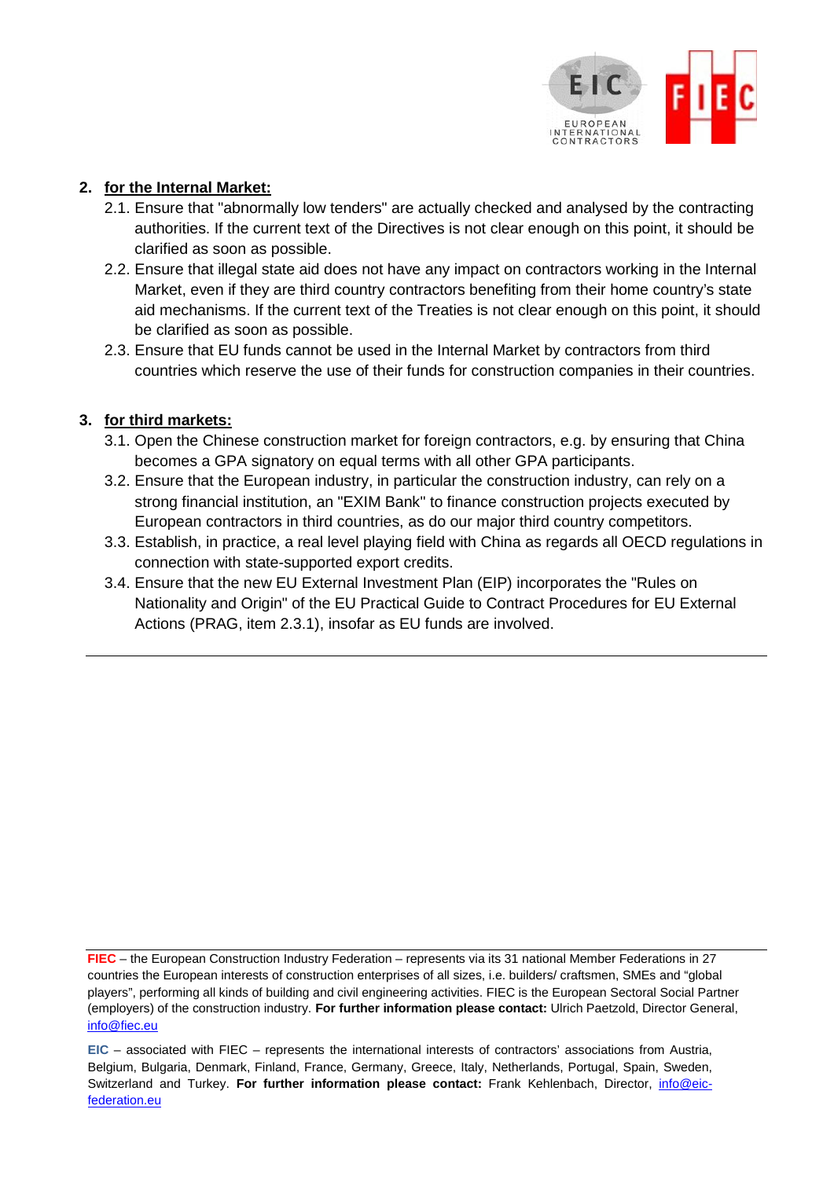2. **for the Internal Market:**
   - 2.1. Ensure that "abnormally low tenders" are actually checked and analysed by the contracting authorities. If the current text of the Directives is not clear enough on this point, it should be clarified as soon as possible.
   - 2.2. Ensure that illegal state aid does not have any impact on contractors working in the Internal Market, even if they are third country contractors benefiting from their home country's state aid mechanisms. If the current text of the Treaties is not clear enough on this point, it should be clarified as soon as possible.
   - 2.3. Ensure that EU funds cannot be used in the Internal Market by contractors from third countries which reserve the use of their funds for construction companies in their countries.

3. **for third markets:**
   - 3.1. Open the Chinese construction market for foreign contractors, e.g. by ensuring that China becomes a GPA signatory on equal terms with all other GPA participants.
   - 3.2. Ensure that the European industry, in particular the construction industry, can rely on a strong financial institution, an "EXIM Bank" to finance construction projects executed by European contractors in third countries, as do our major third country competitors.
   - 3.3. Establish, in practice, a real level playing field with China as regards all OECD regulations in connection with state-supported export credits.
   - 3.4. Ensure that the new EU External Investment Plan (EIP) incorporates the "Rules on Nationality and Origin" of the EU Practical Guide to Contract Procedures for EU External Actions (PRAG, item 2.3.1), insofar as EU funds are involved.

---

**FIEC** – the European Construction Industry Federation – represents via its 31 national Member Federations in 27 countries the European interests of construction enterprises of all sizes, i.e. builders/ craftsmen, SMEs and "global players", performing all kinds of building and civil engineering activities. FIEC is the European Sectoral Social Partner (employers) of the construction industry. **For further information please contact:** Ulrich Paetzold, Director General, info@fiec.eu

**EIC** – associated with FIEC – represents the international interests of contractors' associations from Austria, Belgium, Bulgaria, Denmark, Finland, France, Germany, Greece, Italy, Netherlands, Portugal, Spain, Sweden, Switzerland and Turkey. **For further information please contact:** Frank Kehlenbach, Director, info@eic-federation.eu